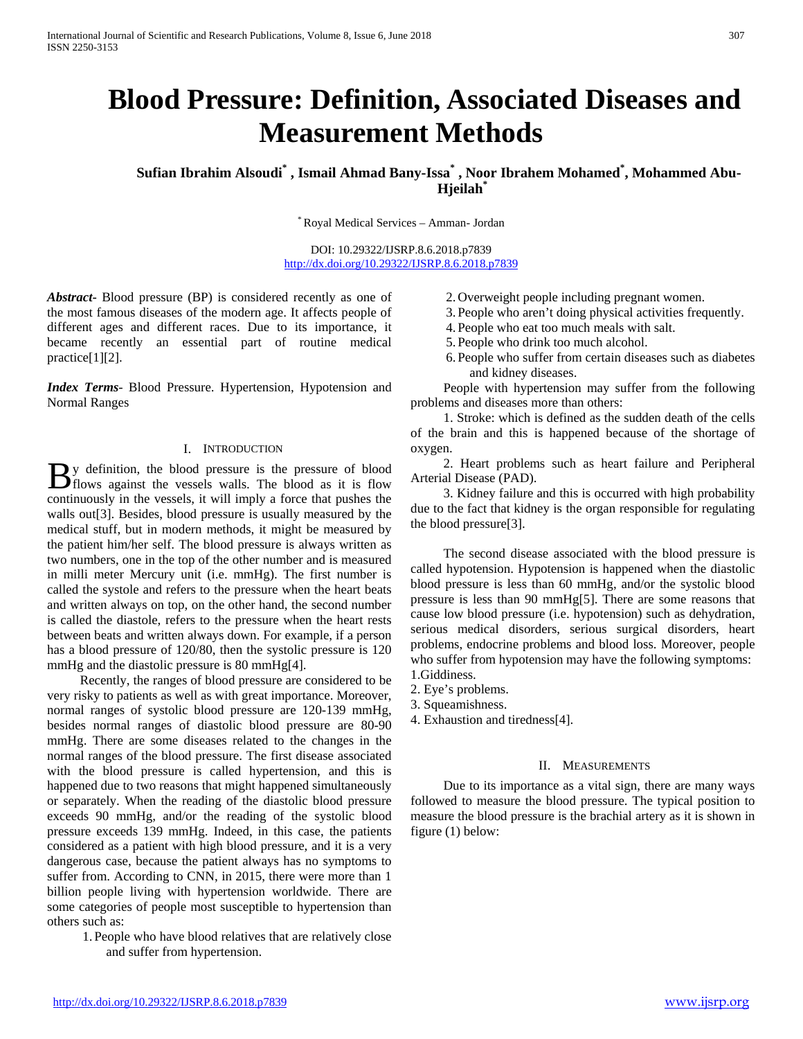# Blood Pressure: Definition, Associated Diseases and Measurement Methods

**Sufian Ibrahim Alsoudi[*] , Ismail Ahmad Bany-Issa[*] , Noor Ibrahem Mohamed[*], Mohammed Abu-Hjeilah[*]**

[*] Royal Medical Services – Amman- Jordan

DOI: 10.29322/IJSRP.8.6.2018.p7839
http://dx.doi.org/10.29322/IJSRP.8.6.2018.p7839

***Abstract***- Blood pressure (BP) is considered recently as one of the most famous diseases of the modern age. It affects people of different ages and different races. Due to its importance, it became recently an essential part of routine medical practice[1][2].

***Index Terms***- Blood Pressure. Hypertension, Hypotension and Normal Ranges

## I. Introduction

By definition, the blood pressure is the pressure of blood flows against the vessels walls. The blood as it is flow continuously in the vessels, it will imply a force that pushes the walls out[3]. Besides, blood pressure is usually measured by the medical stuff, but in modern methods, it might be measured by the patient him/her self. The blood pressure is always written as two numbers, one in the top of the other number and is measured in milli meter Mercury unit (i.e. mmHg). The first number is called the systole and refers to the pressure when the heart beats and written always on top, on the other hand, the second number is called the diastole, refers to the pressure when the heart rests between beats and written always down. For example, if a person has a blood pressure of 120/80, then the systolic pressure is 120 mmHg and the diastolic pressure is 80 mmHg[4].

Recently, the ranges of blood pressure are considered to be very risky to patients as well as with great importance. Moreover, normal ranges of systolic blood pressure are 120-139 mmHg, besides normal ranges of diastolic blood pressure are 80-90 mmHg. There are some diseases related to the changes in the normal ranges of the blood pressure. The first disease associated with the blood pressure is called hypertension, and this is happened due to two reasons that might happened simultaneously or separately. When the reading of the diastolic blood pressure exceeds 90 mmHg, and/or the reading of the systolic blood pressure exceeds 139 mmHg. Indeed, in this case, the patients considered as a patient with high blood pressure, and it is a very dangerous case, because the patient always has no symptoms to suffer from. According to CNN, in 2015, there were more than 1 billion people living with hypertension worldwide. There are some categories of people most susceptible to hypertension than others such as:

1. People who have blood relatives that are relatively close and suffer from hypertension.
2. Overweight people including pregnant women.
3. People who aren't doing physical activities frequently.
4. People who eat too much meals with salt.
5. People who drink too much alcohol.
6. People who suffer from certain diseases such as diabetes and kidney diseases.

People with hypertension may suffer from the following problems and diseases more than others:

1. Stroke: which is defined as the sudden death of the cells of the brain and this is happened because of the shortage of oxygen.

2. Heart problems such as heart failure and Peripheral Arterial Disease (PAD).

3. Kidney failure and this is occurred with high probability due to the fact that kidney is the organ responsible for regulating the blood pressure[3].

The second disease associated with the blood pressure is called hypotension. Hypotension is happened when the diastolic blood pressure is less than 60 mmHg, and/or the systolic blood pressure is less than 90 mmHg[5]. There are some reasons that cause low blood pressure (i.e. hypotension) such as dehydration, serious medical disorders, serious surgical disorders, heart problems, endocrine problems and blood loss. Moreover, people who suffer from hypotension may have the following symptoms:

1. Giddiness.
2. Eye's problems.
3. Squeamishness.
4. Exhaustion and tiredness[4].

## II. Measurements

Due to its importance as a vital sign, there are many ways followed to measure the blood pressure. The typical position to measure the blood pressure is the brachial artery as it is shown in figure (1) below: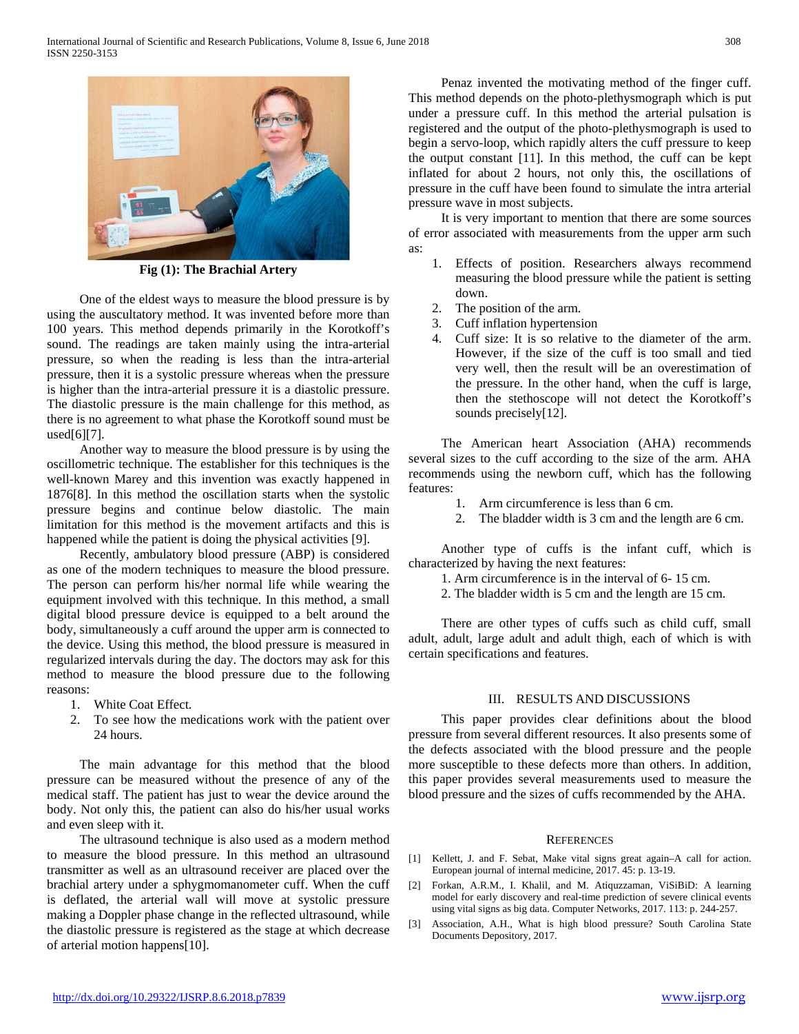Fig (1): The Brachial Artery

One of the eldest ways to measure the blood pressure is by using the auscultatory method. It was invented before more than 100 years. This method depends primarily in the Korotkoff's sound. The readings are taken mainly using the intra-arterial pressure, so when the reading is less than the intra-arterial pressure, then it is a systolic pressure whereas when the pressure is higher than the intra-arterial pressure it is a diastolic pressure. The diastolic pressure is the main challenge for this method, as there is no agreement to what phase the Korotkoff sound must be used[6][7].

Another way to measure the blood pressure is by using the oscillometric technique. The establisher for this techniques is the well-known Marey and this invention was exactly happened in 1876[8]. In this method the oscillation starts when the systolic pressure begins and continue below diastolic. The main limitation for this method is the movement artifacts and this is happened while the patient is doing the physical activities [9].

Recently, ambulatory blood pressure (ABP) is considered as one of the modern techniques to measure the blood pressure. The person can perform his/her normal life while wearing the equipment involved with this technique. In this method, a small digital blood pressure device is equipped to a belt around the body, simultaneously a cuff around the upper arm is connected to the device. Using this method, the blood pressure is measured in regularized intervals during the day. The doctors may ask for this method to measure the blood pressure due to the following reasons:

1. White Coat Effect.
2. To see how the medications work with the patient over 24 hours.

The main advantage for this method that the blood pressure can be measured without the presence of any of the medical staff. The patient has just to wear the device around the body. Not only this, the patient can also do his/her usual works and even sleep with it.

The ultrasound technique is also used as a modern method to measure the blood pressure. In this method an ultrasound transmitter as well as an ultrasound receiver are placed over the brachial artery under a sphygmomanometer cuff. When the cuff is deflated, the arterial wall will move at systolic pressure making a Doppler phase change in the reflected ultrasound, while the diastolic pressure is registered as the stage at which decrease of arterial motion happens[10].

Penaz invented the motivating method of the finger cuff. This method depends on the photo-plethysmograph which is put under a pressure cuff. In this method the arterial pulsation is registered and the output of the photo-plethysmograph is used to begin a servo-loop, which rapidly alters the cuff pressure to keep the output constant [11]. In this method, the cuff can be kept inflated for about 2 hours, not only this, the oscillations of pressure in the cuff have been found to simulate the intra arterial pressure wave in most subjects.

It is very important to mention that there are some sources of error associated with measurements from the upper arm such as:

1. Effects of position. Researchers always recommend measuring the blood pressure while the patient is setting down.
2. The position of the arm.
3. Cuff inflation hypertension
4. Cuff size: It is so relative to the diameter of the arm. However, if the size of the cuff is too small and tied very well, then the result will be an overestimation of the pressure. In the other hand, when the cuff is large, then the stethoscope will not detect the Korotkoff's sounds precisely[12].

The American heart Association (AHA) recommends several sizes to the cuff according to the size of the arm. AHA recommends using the newborn cuff, which has the following features:

1. Arm circumference is less than 6 cm.
2. The bladder width is 3 cm and the length are 6 cm.

Another type of cuffs is the infant cuff, which is characterized by having the next features:

1. Arm circumference is in the interval of 6- 15 cm.
2. The bladder width is 5 cm and the length are 15 cm.

There are other types of cuffs such as child cuff, small adult, adult, large adult and adult thigh, each of which is with certain specifications and features.

## III. RESULTS AND DISCUSSIONS

This paper provides clear definitions about the blood pressure from several different resources. It also presents some of the defects associated with the blood pressure and the people more susceptible to these defects more than others. In addition, this paper provides several measurements used to measure the blood pressure and the sizes of cuffs recommended by the AHA.

## REFERENCES

[1] Kellett, J. and F. Sebat, Make vital signs great again–A call for action. European journal of internal medicine, 2017. 45: p. 13-19.

[2] Forkan, A.R.M., I. Khalil, and M. Atiquzzaman, ViSiBiD: A learning model for early discovery and real-time prediction of severe clinical events using vital signs as big data. Computer Networks, 2017. 113: p. 244-257.

[3] Association, A.H., What is high blood pressure? South Carolina State Documents Depository, 2017.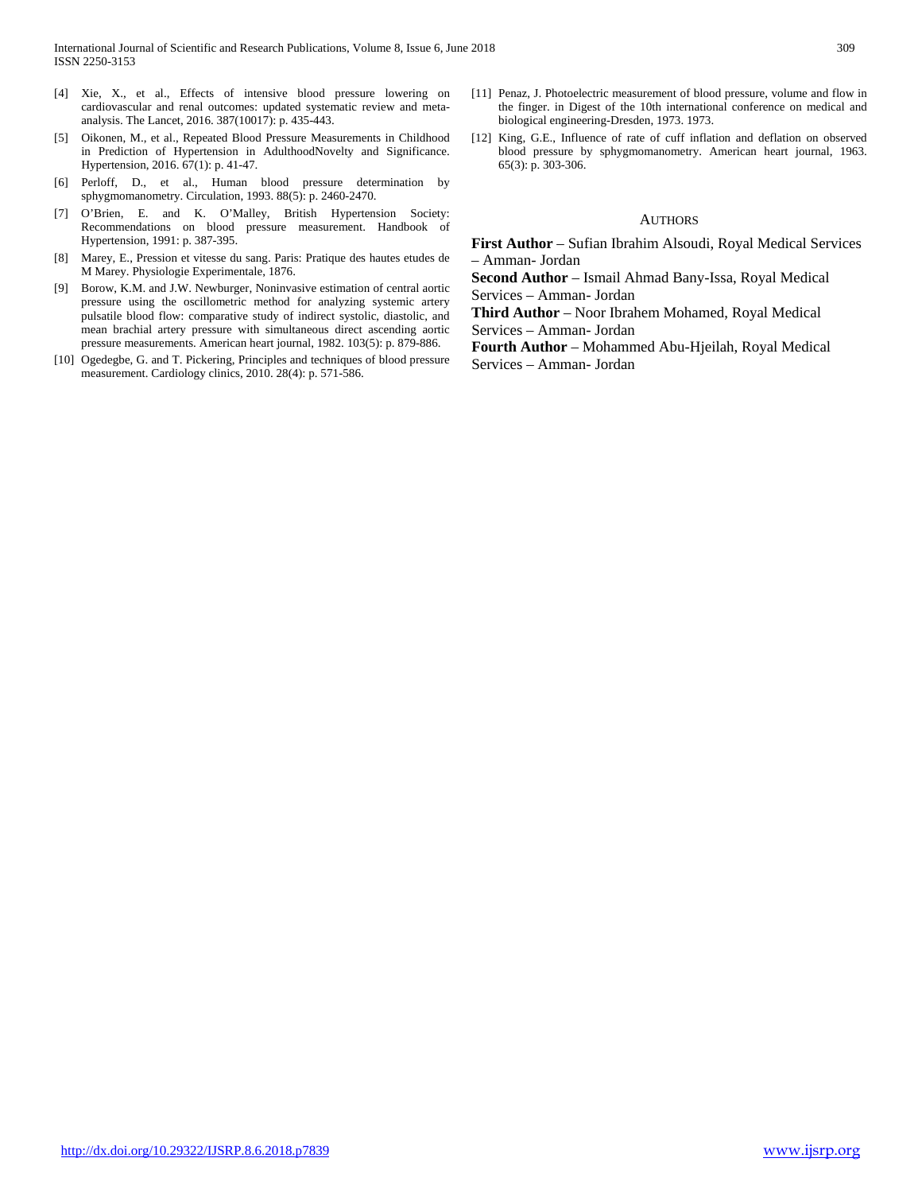[4] Xie, X., et al., Effects of intensive blood pressure lowering on cardiovascular and renal outcomes: updated systematic review and meta-analysis. The Lancet, 2016. 387(10017): p. 435-443.

[5] Oikonen, M., et al., Repeated Blood Pressure Measurements in Childhood in Prediction of Hypertension in AdulthoodNovelty and Significance. Hypertension, 2016. 67(1): p. 41-47.

[6] Perloff, D., et al., Human blood pressure determination by sphygmomanometry. Circulation, 1993. 88(5): p. 2460-2470.

[7] O'Brien, E. and K. O'Malley, British Hypertension Society: Recommendations on blood pressure measurement. Handbook of Hypertension, 1991: p. 387-395.

[8] Marey, E., Pression et vitesse du sang. Paris: Pratique des hautes etudes de M Marey. Physiologie Experimentale, 1876.

[9] Borow, K.M. and J.W. Newburger, Noninvasive estimation of central aortic pressure using the oscillometric method for analyzing systemic artery pulsatile blood flow: comparative study of indirect systolic, diastolic, and mean brachial artery pressure with simultaneous direct ascending aortic pressure measurements. American heart journal, 1982. 103(5): p. 879-886.

[10] Ogedegbe, G. and T. Pickering, Principles and techniques of blood pressure measurement. Cardiology clinics, 2010. 28(4): p. 571-586.

[11] Penaz, J. Photoelectric measurement of blood pressure, volume and flow in the finger. in Digest of the 10th international conference on medical and biological engineering-Dresden, 1973. 1973.

[12] King, G.E., Influence of rate of cuff inflation and deflation on observed blood pressure by sphygmomanometry. American heart journal, 1963. 65(3): p. 303-306.

## AUTHORS

**First Author** – Sufian Ibrahim Alsoudi, Royal Medical Services – Amman- Jordan

**Second Author** – Ismail Ahmad Bany-Issa, Royal Medical Services – Amman- Jordan

**Third Author** – Noor Ibrahem Mohamed, Royal Medical Services – Amman- Jordan

**Fourth Author** – Mohammed Abu-Hjeilah, Royal Medical Services – Amman- Jordan